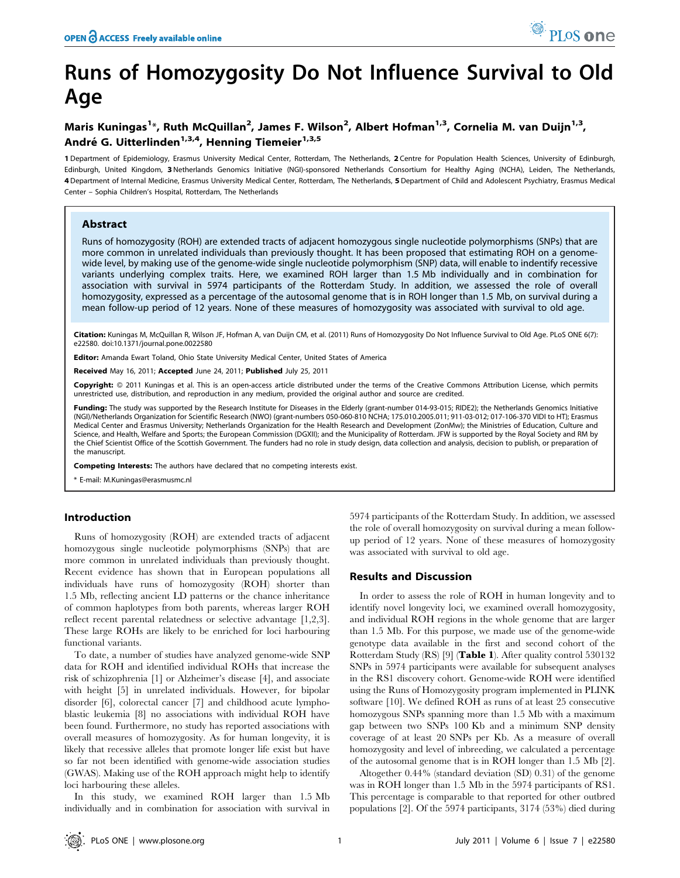# Runs of Homozygosity Do Not Influence Survival to Old Age

**Maris Kuningas[1]*, Ruth McQuillan[2], James F. Wilson[2], Albert Hofman[1,3], Cornelia M. van Duijn[1,3], André G. Uitterlinden[1,3,4], Henning Tiemeier[1,3,5]**

**1** Department of Epidemiology, Erasmus University Medical Center, Rotterdam, The Netherlands, **2** Centre for Population Health Sciences, University of Edinburgh, Edinburgh, United Kingdom, **3** Netherlands Genomics Initiative (NGI)-sponsored Netherlands Consortium for Healthy Aging (NCHA), Leiden, The Netherlands, **4** Department of Internal Medicine, Erasmus University Medical Center, Rotterdam, The Netherlands, **5** Department of Child and Adolescent Psychiatry, Erasmus Medical Center – Sophia Children's Hospital, Rotterdam, The Netherlands

## Abstract

Runs of homozygosity (ROH) are extended tracts of adjacent homozygous single nucleotide polymorphisms (SNPs) that are more common in unrelated individuals than previously thought. It has been proposed that estimating ROH on a genome-wide level, by making use of the genome-wide single nucleotide polymorphism (SNP) data, will enable to indentify recessive variants underlying complex traits. Here, we examined ROH larger than 1.5 Mb individually and in combination for association with survival in 5974 participants of the Rotterdam Study. In addition, we assessed the role of overall homozygosity, expressed as a percentage of the autosomal genome that is in ROH longer than 1.5 Mb, on survival during a mean follow-up period of 12 years. None of these measures of homozygosity was associated with survival to old age.

**Citation:** Kuningas M, McQuillan R, Wilson JF, Hofman A, van Duijn CM, et al. (2011) Runs of Homozygosity Do Not Influence Survival to Old Age. PLoS ONE 6(7): e22580. doi:10.1371/journal.pone.0022580

**Editor:** Amanda Ewart Toland, Ohio State University Medical Center, United States of America

**Received** May 16, 2011; **Accepted** June 24, 2011; **Published** July 25, 2011

**Copyright:** © 2011 Kuningas et al. This is an open-access article distributed under the terms of the Creative Commons Attribution License, which permits unrestricted use, distribution, and reproduction in any medium, provided the original author and source are credited.

**Funding:** The study was supported by the Research Institute for Diseases in the Elderly (grant-number 014-93-015; RIDE2); the Netherlands Genomics Initiative (NGI)/Netherlands Organization for Scientific Research (NWO) (grant-numbers 050-060-810 NCHA; 175.010.2005.011; 911-03-012; 017-106-370 VIDI to HT); Erasmus Medical Center and Erasmus University; Netherlands Organization for the Health Research and Development (ZonMw); the Ministries of Education, Culture and Science, and Health, Welfare and Sports; the European Commission (DGXII); and the Municipality of Rotterdam. JFW is supported by the Royal Society and RM by the Chief Scientist Office of the Scottish Government. The funders had no role in study design, data collection and analysis, decision to publish, or preparation of the manuscript.

**Competing Interests:** The authors have declared that no competing interests exist.

* E-mail: M.Kuningas@erasmusmc.nl

## Introduction

Runs of homozygosity (ROH) are extended tracts of adjacent homozygous single nucleotide polymorphisms (SNPs) that are more common in unrelated individuals than previously thought. Recent evidence has shown that in European populations all individuals have runs of homozygosity (ROH) shorter than 1.5 Mb, reflecting ancient LD patterns or the chance inheritance of common haplotypes from both parents, whereas larger ROH reflect recent parental relatedness or selective advantage [1,2,3]. These large ROHs are likely to be enriched for loci harbouring functional variants.

To date, a number of studies have analyzed genome-wide SNP data for ROH and identified individual ROHs that increase the risk of schizophrenia [1] or Alzheimer's disease [4], and associate with height [5] in unrelated individuals. However, for bipolar disorder [6], colorectal cancer [7] and childhood acute lymphoblastic leukemia [8] no associations with individual ROH have been found. Furthermore, no study has reported associations with overall measures of homozygosity. As for human longevity, it is likely that recessive alleles that promote longer life exist but have so far not been identified with genome-wide association studies (GWAS). Making use of the ROH approach might help to identify loci harbouring these alleles.

In this study, we examined ROH larger than 1.5 Mb individually and in combination for association with survival in 5974 participants of the Rotterdam Study. In addition, we assessed the role of overall homozygosity on survival during a mean follow-up period of 12 years. None of these measures of homozygosity was associated with survival to old age.

## Results and Discussion

In order to assess the role of ROH in human longevity and to identify novel longevity loci, we examined overall homozygosity, and individual ROH regions in the whole genome that are larger than 1.5 Mb. For this purpose, we made use of the genome-wide genotype data available in the first and second cohort of the Rotterdam Study (RS) [9] (**Table 1**). After quality control 530132 SNPs in 5974 participants were available for subsequent analyses in the RS1 discovery cohort. Genome-wide ROH were identified using the Runs of Homozygosity program implemented in PLINK software [10]. We defined ROH as runs of at least 25 consecutive homozygous SNPs spanning more than 1.5 Mb with a maximum gap between two SNPs 100 Kb and a minimum SNP density coverage of at least 20 SNPs per Kb. As a measure of overall homozygosity and level of inbreeding, we calculated a percentage of the autosomal genome that is in ROH longer than 1.5 Mb [2].

Altogether 0.44% (standard deviation (SD) 0.31) of the genome was in ROH longer than 1.5 Mb in the 5974 participants of RS1. This percentage is comparable to that reported for other outbred populations [2]. Of the 5974 participants, 3174 (53%) died during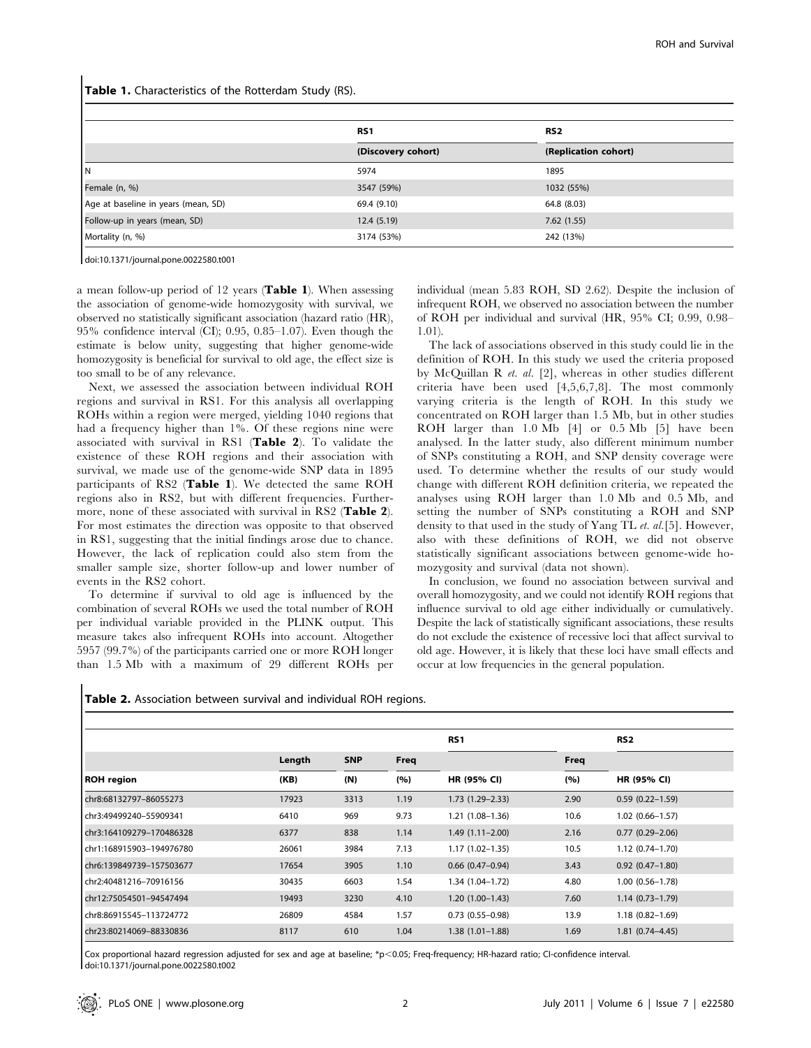**Table 1.** Characteristics of the Rotterdam Study (RS).

| | RS1 | RS2 |
|---|---|---|
| | (Discovery cohort) | (Replication cohort) |
| N | 5974 | 1895 |
| Female (n, %) | 3547 (59%) | 1032 (55%) |
| Age at baseline in years (mean, SD) | 69.4 (9.10) | 64.8 (8.03) |
| Follow-up in years (mean, SD) | 12.4 (5.19) | 7.62 (1.55) |
| Mortality (n, %) | 3174 (53%) | 242 (13%) |

doi:10.1371/journal.pone.0022580.t001

a mean follow-up period of 12 years (**Table 1**). When assessing the association of genome-wide homozygosity with survival, we observed no statistically significant association (hazard ratio (HR), 95% confidence interval (CI); 0.95, 0.85–1.07). Even though the estimate is below unity, suggesting that higher genome-wide homozygosity is beneficial for survival to old age, the effect size is too small to be of any relevance.

Next, we assessed the association between individual ROH regions and survival in RS1. For this analysis all overlapping ROHs within a region were merged, yielding 1040 regions that had a frequency higher than 1%. Of these regions nine were associated with survival in RS1 (**Table 2**). To validate the existence of these ROH regions and their association with survival, we made use of the genome-wide SNP data in 1895 participants of RS2 (**Table 1**). We detected the same ROH regions also in RS2, but with different frequencies. Furthermore, none of these associated with survival in RS2 (**Table 2**). For most estimates the direction was opposite to that observed in RS1, suggesting that the initial findings arose due to chance. However, the lack of replication could also stem from the smaller sample size, shorter follow-up and lower number of events in the RS2 cohort.

To determine if survival to old age is influenced by the combination of several ROHs we used the total number of ROH per individual variable provided in the PLINK output. This measure takes also infrequent ROHs into account. Altogether 5957 (99.7%) of the participants carried one or more ROH longer than 1.5 Mb with a maximum of 29 different ROHs per individual (mean 5.83 ROH, SD 2.62). Despite the inclusion of infrequent ROH, we observed no association between the number of ROH per individual and survival (HR, 95% CI; 0.99, 0.98–1.01).

The lack of associations observed in this study could lie in the definition of ROH. In this study we used the criteria proposed by McQuillan R *et. al.* [2], whereas in other studies different criteria have been used [4,5,6,7,8]. The most commonly varying criteria is the length of ROH. In this study we concentrated on ROH larger than 1.5 Mb, but in other studies ROH larger than 1.0 Mb [4] or 0.5 Mb [5] have been analysed. In the latter study, also different minimum number of SNPs constituting a ROH, and SNP density coverage were used. To determine whether the results of our study would change with different ROH definition criteria, we repeated the analyses using ROH larger than 1.0 Mb and 0.5 Mb, and setting the number of SNPs constituting a ROH and SNP density to that used in the study of Yang TL *et. al.*[5]. However, also with these definitions of ROH, we did not observe statistically significant associations between genome-wide homozygosity and survival (data not shown).

In conclusion, we found no association between survival and overall homozygosity, and we could not identify ROH regions that influence survival to old age either individually or cumulatively. Despite the lack of statistically significant associations, these results do not exclude the existence of recessive loci that affect survival to old age. However, it is likely that these loci have small effects and occur at low frequencies in the general population.

**Table 2.** Association between survival and individual ROH regions.

| | | | RS1 | | RS2 | |
|---|---|---|---|---|---|---|
| ROH region | Length (KB) | SNP (N) | Freq (%) | HR (95% CI) | Freq (%) | HR (95% CI) |
| chr8:68132797–86055273 | 17923 | 3313 | 1.19 | 1.73 (1.29–2.33) | 2.90 | 0.59 (0.22–1.59) |
| chr3:49499240–55909341 | 6410 | 969 | 9.73 | 1.21 (1.08–1.36) | 10.6 | 1.02 (0.66–1.57) |
| chr3:164109279–170486328 | 6377 | 838 | 1.14 | 1.49 (1.11–2.00) | 2.16 | 0.77 (0.29–2.06) |
| chr1:168915903–194976780 | 26061 | 3984 | 7.13 | 1.17 (1.02–1.35) | 10.5 | 1.12 (0.74–1.70) |
| chr6:139849739–157503677 | 17654 | 3905 | 1.10 | 0.66 (0.47–0.94) | 3.43 | 0.92 (0.47–1.80) |
| chr2:40481216–70916156 | 30435 | 6603 | 1.54 | 1.34 (1.04–1.72) | 4.80 | 1.00 (0.56–1.78) |
| chr12:75054501–94547494 | 19493 | 3230 | 4.10 | 1.20 (1.00–1.43) | 7.60 | 1.14 (0.73–1.79) |
| chr8:86915545–113724772 | 26809 | 4584 | 1.57 | 0.73 (0.55–0.98) | 13.9 | 1.18 (0.82–1.69) |
| chr23:80214069–88330836 | 8117 | 610 | 1.04 | 1.38 (1.01–1.88) | 1.69 | 1.81 (0.74–4.45) |

Cox proportional hazard regression adjusted for sex and age at baseline; *$p<0.05$; Freq-frequency; HR-hazard ratio; CI-confidence interval.
doi:10.1371/journal.pone.0022580.t002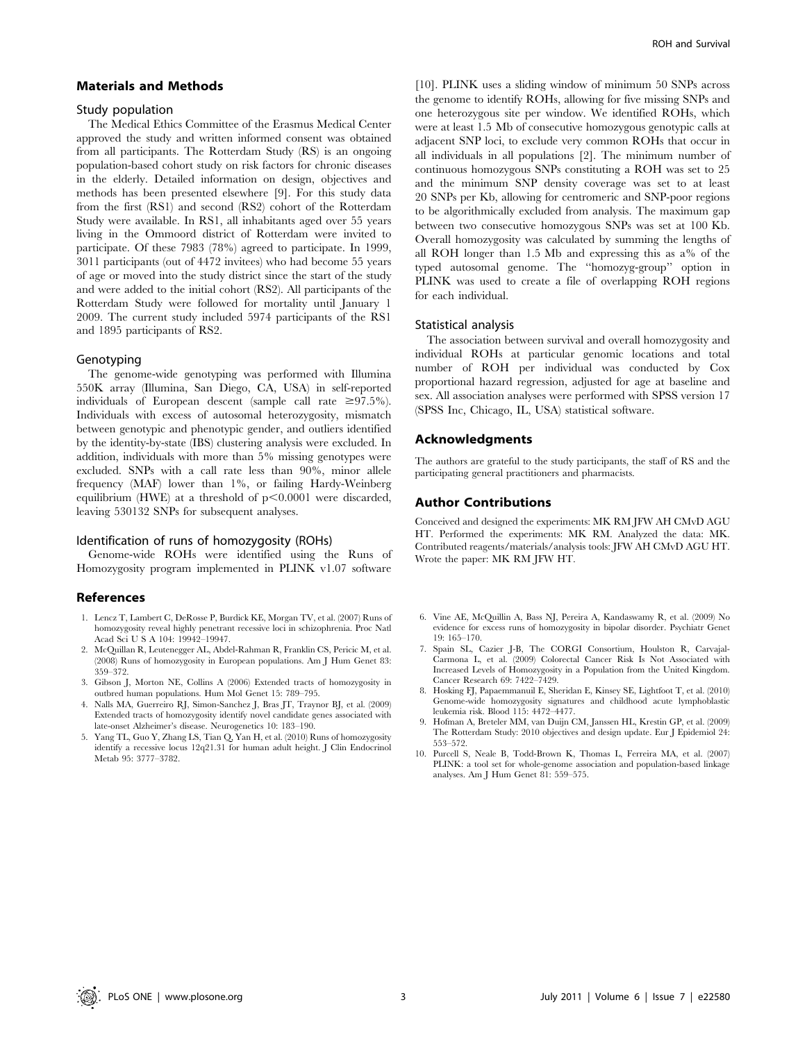## Materials and Methods

### Study population

The Medical Ethics Committee of the Erasmus Medical Center approved the study and written informed consent was obtained from all participants. The Rotterdam Study (RS) is an ongoing population-based cohort study on risk factors for chronic diseases in the elderly. Detailed information on design, objectives and methods has been presented elsewhere [9]. For this study data from the first (RS1) and second (RS2) cohort of the Rotterdam Study were available. In RS1, all inhabitants aged over 55 years living in the Ommoord district of Rotterdam were invited to participate. Of these 7983 (78%) agreed to participate. In 1999, 3011 participants (out of 4472 invitees) who had become 55 years of age or moved into the study district since the start of the study and were added to the initial cohort (RS2). All participants of the Rotterdam Study were followed for mortality until January 1 2009. The current study included 5974 participants of the RS1 and 1895 participants of RS2.

### Genotyping

The genome-wide genotyping was performed with Illumina 550K array (Illumina, San Diego, CA, USA) in self-reported individuals of European descent (sample call rate $\geq$97.5%). Individuals with excess of autosomal heterozygosity, mismatch between genotypic and phenotypic gender, and outliers identified by the identity-by-state (IBS) clustering analysis were excluded. In addition, individuals with more than 5% missing genotypes were excluded. SNPs with a call rate less than 90%, minor allele frequency (MAF) lower than 1%, or failing Hardy-Weinberg equilibrium (HWE) at a threshold of $p<0.0001$ were discarded, leaving 530132 SNPs for subsequent analyses.

### Identification of runs of homozygosity (ROHs)

Genome-wide ROHs were identified using the Runs of Homozygosity program implemented in PLINK v1.07 software [10]. PLINK uses a sliding window of minimum 50 SNPs across the genome to identify ROHs, allowing for five missing SNPs and one heterozygous site per window. We identified ROHs, which were at least 1.5 Mb of consecutive homozygous genotypic calls at adjacent SNP loci, to exclude very common ROHs that occur in all individuals in all populations [2]. The minimum number of continuous homozygous SNPs constituting a ROH was set to 25 and the minimum SNP density coverage was set to at least 20 SNPs per Kb, allowing for centromeric and SNP-poor regions to be algorithmically excluded from analysis. The maximum gap between two consecutive homozygous SNPs was set at 100 Kb. Overall homozygosity was calculated by summing the lengths of all ROH longer than 1.5 Mb and expressing this as a% of the typed autosomal genome. The "homozyg-group" option in PLINK was used to create a file of overlapping ROH regions for each individual.

### Statistical analysis

The association between survival and overall homozygosity and individual ROHs at particular genomic locations and total number of ROH per individual was conducted by Cox proportional hazard regression, adjusted for age at baseline and sex. All association analyses were performed with SPSS version 17 (SPSS Inc, Chicago, IL, USA) statistical software.

## Acknowledgments

The authors are grateful to the study participants, the staff of RS and the participating general practitioners and pharmacists.

## Author Contributions

Conceived and designed the experiments: MK RM JFW AH CMvD AGU HT. Performed the experiments: MK RM. Analyzed the data: MK. Contributed reagents/materials/analysis tools: JFW AH CMvD AGU HT. Wrote the paper: MK RM JFW HT.

## References

1. Lencz T, Lambert C, DeRosse P, Burdick KE, Morgan TV, et al. (2007) Runs of homozygosity reveal highly penetrant recessive loci in schizophrenia. Proc Natl Acad Sci U S A 104: 19942–19947.
2. McQuillan R, Leutenegger AL, Abdel-Rahman R, Franklin CS, Pericic M, et al. (2008) Runs of homozygosity in European populations. Am J Hum Genet 83: 359–372.
3. Gibson J, Morton NE, Collins A (2006) Extended tracts of homozygosity in outbred human populations. Hum Mol Genet 15: 789–795.
4. Nalls MA, Guerreiro RJ, Simon-Sanchez J, Bras JT, Traynor BJ, et al. (2009) Extended tracts of homozygosity identify novel candidate genes associated with late-onset Alzheimer's disease. Neurogenetics 10: 183–190.
5. Yang TL, Guo Y, Zhang LS, Tian Q, Yan H, et al. (2010) Runs of homozygosity identify a recessive locus 12q21.31 for human adult height. J Clin Endocrinol Metab 95: 3777–3782.
6. Vine AE, McQuillin A, Bass NJ, Pereira A, Kandaswamy R, et al. (2009) No evidence for excess runs of homozygosity in bipolar disorder. Psychiatr Genet 19: 165–170.
7. Spain SL, Cazier J-B, The CORGI Consortium, Houlston R, Carvajal-Carmona L, et al. (2009) Colorectal Cancer Risk Is Not Associated with Increased Levels of Homozygosity in a Population from the United Kingdom. Cancer Research 69: 7422–7429.
8. Hosking FJ, Papaemmanuil E, Sheridan E, Kinsey SE, Lightfoot T, et al. (2010) Genome-wide homozygosity signatures and childhood acute lymphoblastic leukemia risk. Blood 115: 4472–4477.
9. Hofman A, Breteler MM, van Duijn CM, Janssen HL, Krestin GP, et al. (2009) The Rotterdam Study: 2010 objectives and design update. Eur J Epidemiol 24: 553–572.
10. Purcell S, Neale B, Todd-Brown K, Thomas L, Ferreira MA, et al. (2007) PLINK: a tool set for whole-genome association and population-based linkage analyses. Am J Hum Genet 81: 559–575.